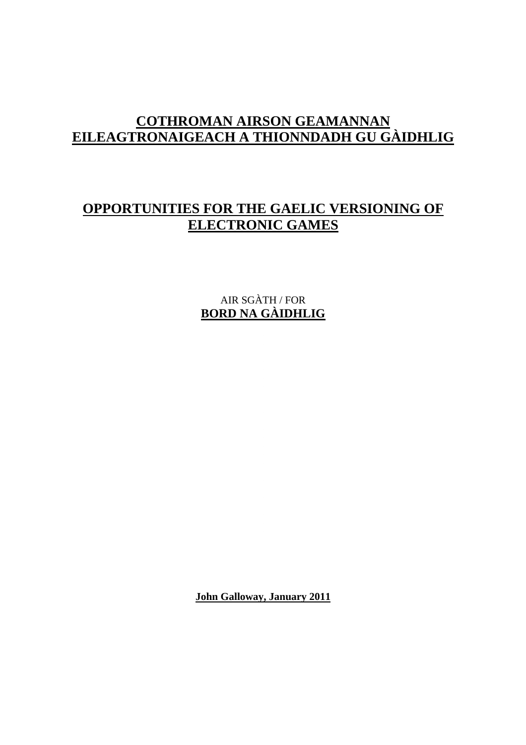# COTHROMAN AIRSON GEAMANNAN EILEAGTRONAIGEACH A THIONNDADH GU GÀIDHLIG

# OPPORTUNITIES FOR THE GAELIC VERSIONING OF ELECTRONIC GAMES

AIR SGÀTH / FOR

**BORD NA GÀIDHLIG**

**John Galloway, January 2011**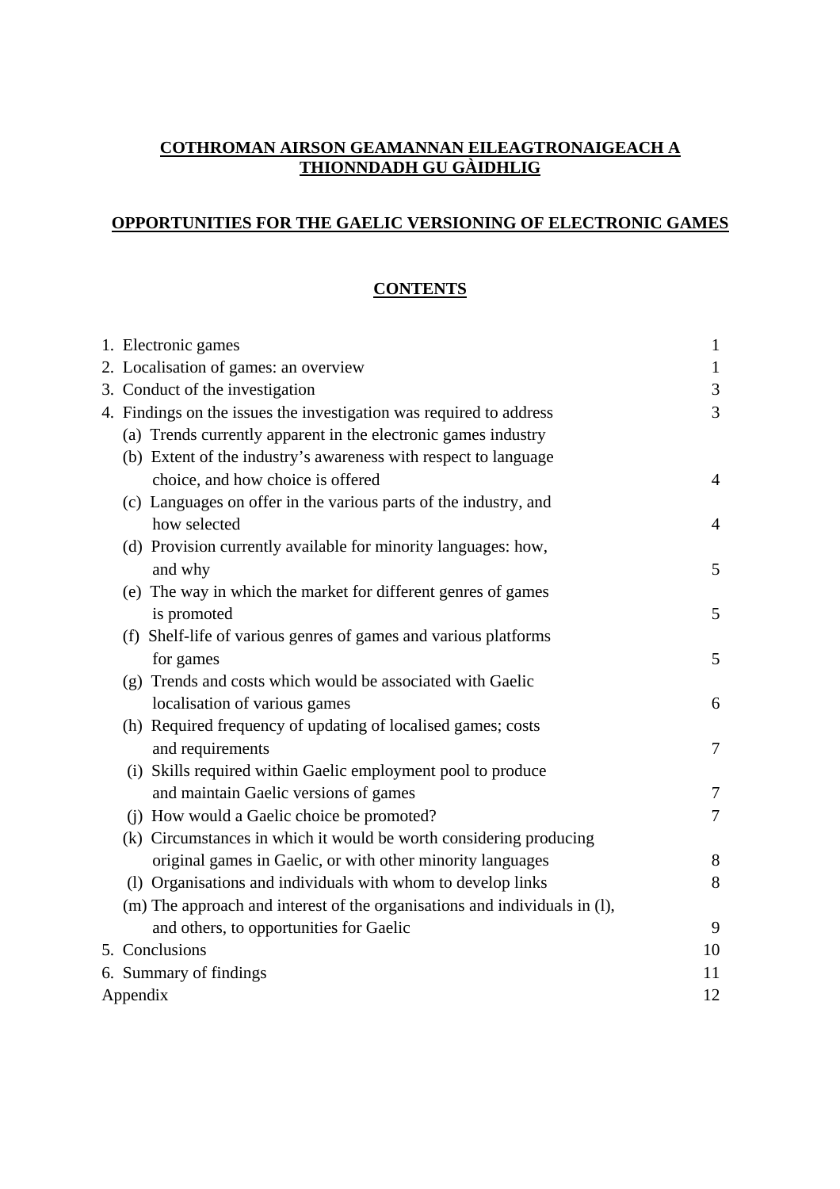# COTHROMAN AIRSON GEAMANNAN EILEAGTRONAIGEACH A THIONNDADH GU GÀIDHLIG

# OPPORTUNITIES FOR THE GAELIC VERSIONING OF ELECTRONIC GAMES

## CONTENTS

| | |
|---|---|
| 1. Electronic games | 1 |
| 2. Localisation of games: an overview | 1 |
| 3. Conduct of the investigation | 3 |
| 4. Findings on the issues the investigation was required to address | 3 |
| (a) Trends currently apparent in the electronic games industry | |
| (b) Extent of the industry's awareness with respect to language choice, and how choice is offered | 4 |
| (c) Languages on offer in the various parts of the industry, and how selected | 4 |
| (d) Provision currently available for minority languages: how, and why | 5 |
| (e) The way in which the market for different genres of games is promoted | 5 |
| (f) Shelf-life of various genres of games and various platforms for games | 5 |
| (g) Trends and costs which would be associated with Gaelic localisation of various games | 6 |
| (h) Required frequency of updating of localised games; costs and requirements | 7 |
| (i) Skills required within Gaelic employment pool to produce and maintain Gaelic versions of games | 7 |
| (j) How would a Gaelic choice be promoted? | 7 |
| (k) Circumstances in which it would be worth considering producing original games in Gaelic, or with other minority languages | 8 |
| (l) Organisations and individuals with whom to develop links | 8 |
| (m) The approach and interest of the organisations and individuals in (l), and others, to opportunities for Gaelic | 9 |
| 5. Conclusions | 10 |
| 6. Summary of findings | 11 |
| Appendix | 12 |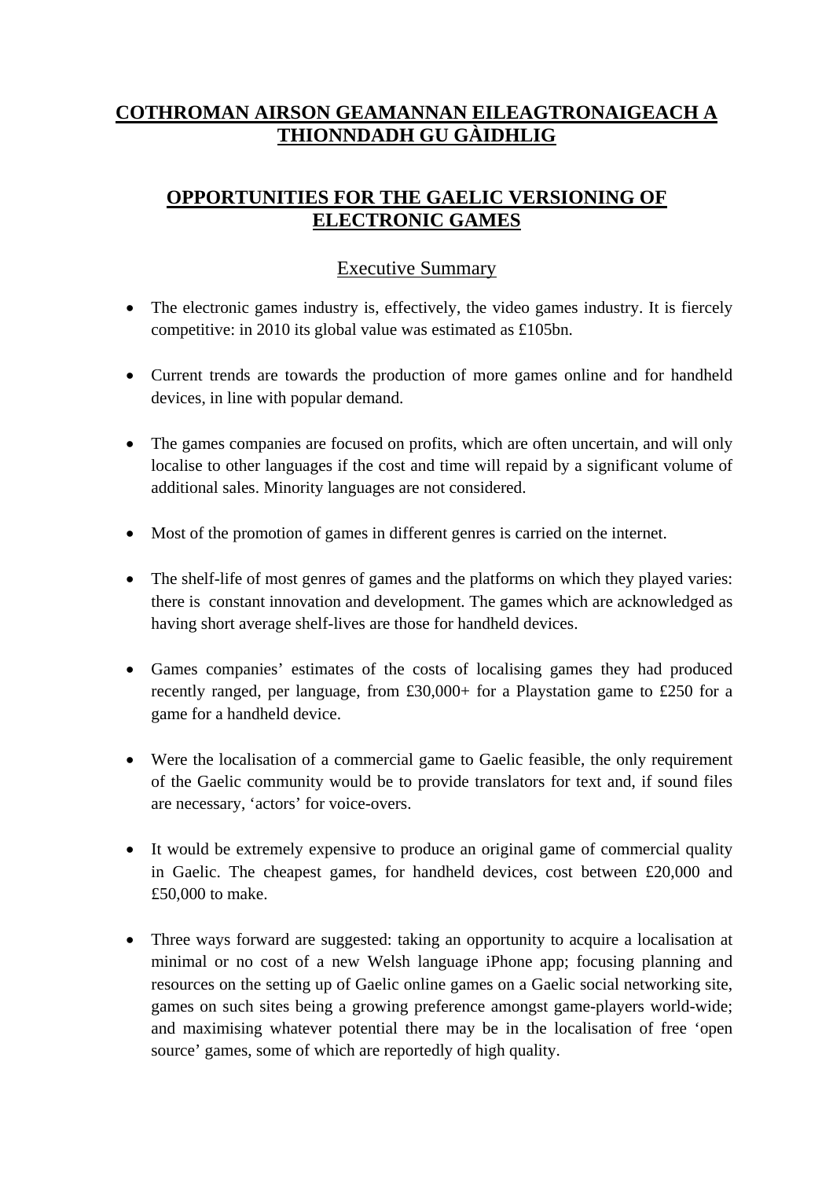# COTHROMAN AIRSON GEAMANNAN EILEAGTRONAIGEACH A THIONNDADH GU GÀIDHLIG

# OPPORTUNITIES FOR THE GAELIC VERSIONING OF ELECTRONIC GAMES

## Executive Summary

- The electronic games industry is, effectively, the video games industry. It is fiercely competitive: in 2010 its global value was estimated as £105bn.
- Current trends are towards the production of more games online and for handheld devices, in line with popular demand.
- The games companies are focused on profits, which are often uncertain, and will only localise to other languages if the cost and time will repaid by a significant volume of additional sales. Minority languages are not considered.
- Most of the promotion of games in different genres is carried on the internet.
- The shelf-life of most genres of games and the platforms on which they played varies: there is constant innovation and development. The games which are acknowledged as having short average shelf-lives are those for handheld devices.
- Games companies' estimates of the costs of localising games they had produced recently ranged, per language, from £30,000+ for a Playstation game to £250 for a game for a handheld device.
- Were the localisation of a commercial game to Gaelic feasible, the only requirement of the Gaelic community would be to provide translators for text and, if sound files are necessary, 'actors' for voice-overs.
- It would be extremely expensive to produce an original game of commercial quality in Gaelic. The cheapest games, for handheld devices, cost between £20,000 and £50,000 to make.
- Three ways forward are suggested: taking an opportunity to acquire a localisation at minimal or no cost of a new Welsh language iPhone app; focusing planning and resources on the setting up of Gaelic online games on a Gaelic social networking site, games on such sites being a growing preference amongst game-players world-wide; and maximising whatever potential there may be in the localisation of free 'open source' games, some of which are reportedly of high quality.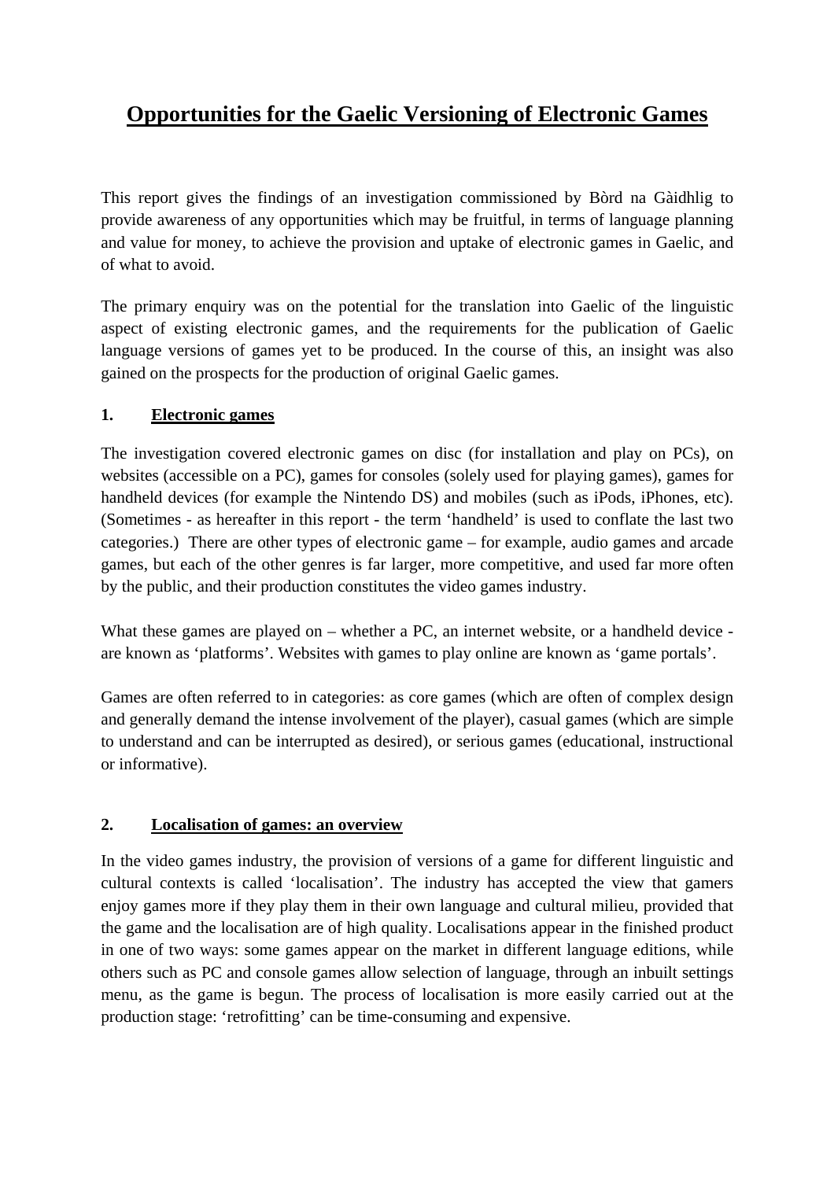# Opportunities for the Gaelic Versioning of Electronic Games

This report gives the findings of an investigation commissioned by Bòrd na Gàidhlig to provide awareness of any opportunities which may be fruitful, in terms of language planning and value for money, to achieve the provision and uptake of electronic games in Gaelic, and of what to avoid.

The primary enquiry was on the potential for the translation into Gaelic of the linguistic aspect of existing electronic games, and the requirements for the publication of Gaelic language versions of games yet to be produced. In the course of this, an insight was also gained on the prospects for the production of original Gaelic games.

## 1. Electronic games

The investigation covered electronic games on disc (for installation and play on PCs), on websites (accessible on a PC), games for consoles (solely used for playing games), games for handheld devices (for example the Nintendo DS) and mobiles (such as iPods, iPhones, etc). (Sometimes - as hereafter in this report - the term 'handheld' is used to conflate the last two categories.) There are other types of electronic game – for example, audio games and arcade games, but each of the other genres is far larger, more competitive, and used far more often by the public, and their production constitutes the video games industry.

What these games are played on – whether a PC, an internet website, or a handheld device - are known as 'platforms'. Websites with games to play online are known as 'game portals'.

Games are often referred to in categories: as core games (which are often of complex design and generally demand the intense involvement of the player), casual games (which are simple to understand and can be interrupted as desired), or serious games (educational, instructional or informative).

## 2. Localisation of games: an overview

In the video games industry, the provision of versions of a game for different linguistic and cultural contexts is called 'localisation'. The industry has accepted the view that gamers enjoy games more if they play them in their own language and cultural milieu, provided that the game and the localisation are of high quality. Localisations appear in the finished product in one of two ways: some games appear on the market in different language editions, while others such as PC and console games allow selection of language, through an inbuilt settings menu, as the game is begun. The process of localisation is more easily carried out at the production stage: 'retrofitting' can be time-consuming and expensive.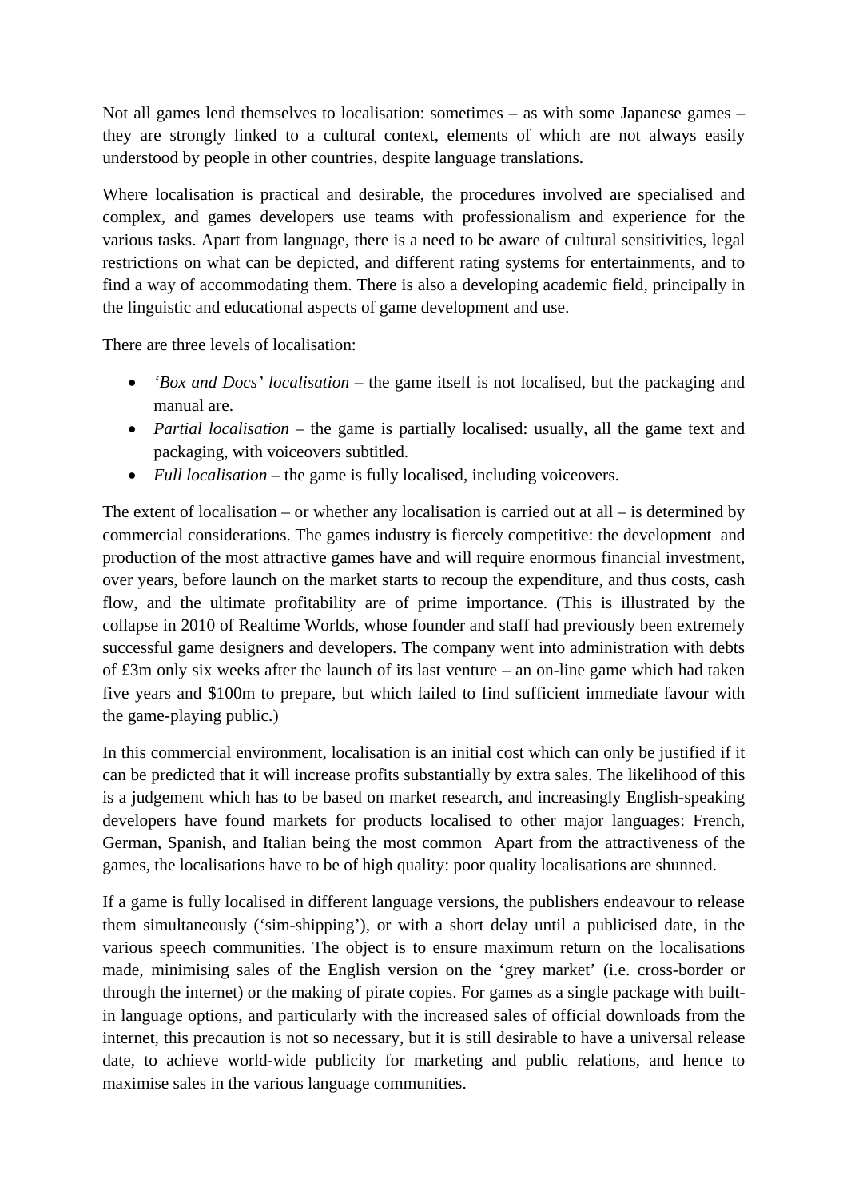Not all games lend themselves to localisation: sometimes – as with some Japanese games – they are strongly linked to a cultural context, elements of which are not always easily understood by people in other countries, despite language translations.

Where localisation is practical and desirable, the procedures involved are specialised and complex, and games developers use teams with professionalism and experience for the various tasks. Apart from language, there is a need to be aware of cultural sensitivities, legal restrictions on what can be depicted, and different rating systems for entertainments, and to find a way of accommodating them. There is also a developing academic field, principally in the linguistic and educational aspects of game development and use.

There are three levels of localisation:

- *'Box and Docs' localisation* – the game itself is not localised, but the packaging and manual are.
- *Partial localisation* – the game is partially localised: usually, all the game text and packaging, with voiceovers subtitled.
- *Full localisation* – the game is fully localised, including voiceovers.

The extent of localisation – or whether any localisation is carried out at all – is determined by commercial considerations. The games industry is fiercely competitive: the development and production of the most attractive games have and will require enormous financial investment, over years, before launch on the market starts to recoup the expenditure, and thus costs, cash flow, and the ultimate profitability are of prime importance. (This is illustrated by the collapse in 2010 of Realtime Worlds, whose founder and staff had previously been extremely successful game designers and developers. The company went into administration with debts of £3m only six weeks after the launch of its last venture – an on-line game which had taken five years and $100m to prepare, but which failed to find sufficient immediate favour with the game-playing public.)

In this commercial environment, localisation is an initial cost which can only be justified if it can be predicted that it will increase profits substantially by extra sales. The likelihood of this is a judgement which has to be based on market research, and increasingly English-speaking developers have found markets for products localised to other major languages: French, German, Spanish, and Italian being the most common  Apart from the attractiveness of the games, the localisations have to be of high quality: poor quality localisations are shunned.

If a game is fully localised in different language versions, the publishers endeavour to release them simultaneously ('sim-shipping'), or with a short delay until a publicised date, in the various speech communities. The object is to ensure maximum return on the localisations made, minimising sales of the English version on the 'grey market' (i.e. cross-border or through the internet) or the making of pirate copies. For games as a single package with built-in language options, and particularly with the increased sales of official downloads from the internet, this precaution is not so necessary, but it is still desirable to have a universal release date, to achieve world-wide publicity for marketing and public relations, and hence to maximise sales in the various language communities.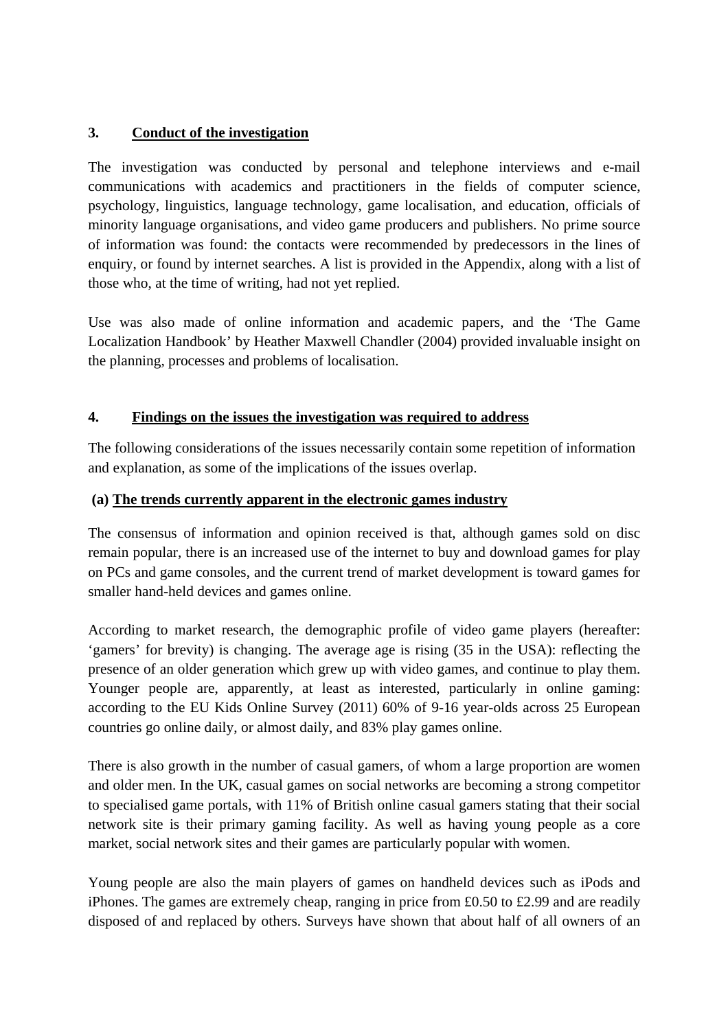## 3. Conduct of the investigation

The investigation was conducted by personal and telephone interviews and e-mail communications with academics and practitioners in the fields of computer science, psychology, linguistics, language technology, game localisation, and education, officials of minority language organisations, and video game producers and publishers. No prime source of information was found: the contacts were recommended by predecessors in the lines of enquiry, or found by internet searches. A list is provided in the Appendix, along with a list of those who, at the time of writing, had not yet replied.

Use was also made of online information and academic papers, and the 'The Game Localization Handbook' by Heather Maxwell Chandler (2004) provided invaluable insight on the planning, processes and problems of localisation.

## 4. Findings on the issues the investigation was required to address

The following considerations of the issues necessarily contain some repetition of information and explanation, as some of the implications of the issues overlap.

### (a) The trends currently apparent in the electronic games industry

The consensus of information and opinion received is that, although games sold on disc remain popular, there is an increased use of the internet to buy and download games for play on PCs and game consoles, and the current trend of market development is toward games for smaller hand-held devices and games online.

According to market research, the demographic profile of video game players (hereafter: 'gamers' for brevity) is changing. The average age is rising (35 in the USA): reflecting the presence of an older generation which grew up with video games, and continue to play them. Younger people are, apparently, at least as interested, particularly in online gaming: according to the EU Kids Online Survey (2011) 60% of 9-16 year-olds across 25 European countries go online daily, or almost daily, and 83% play games online.

There is also growth in the number of casual gamers, of whom a large proportion are women and older men. In the UK, casual games on social networks are becoming a strong competitor to specialised game portals, with 11% of British online casual gamers stating that their social network site is their primary gaming facility. As well as having young people as a core market, social network sites and their games are particularly popular with women.

Young people are also the main players of games on handheld devices such as iPods and iPhones. The games are extremely cheap, ranging in price from £0.50 to £2.99 and are readily disposed of and replaced by others. Surveys have shown that about half of all owners of an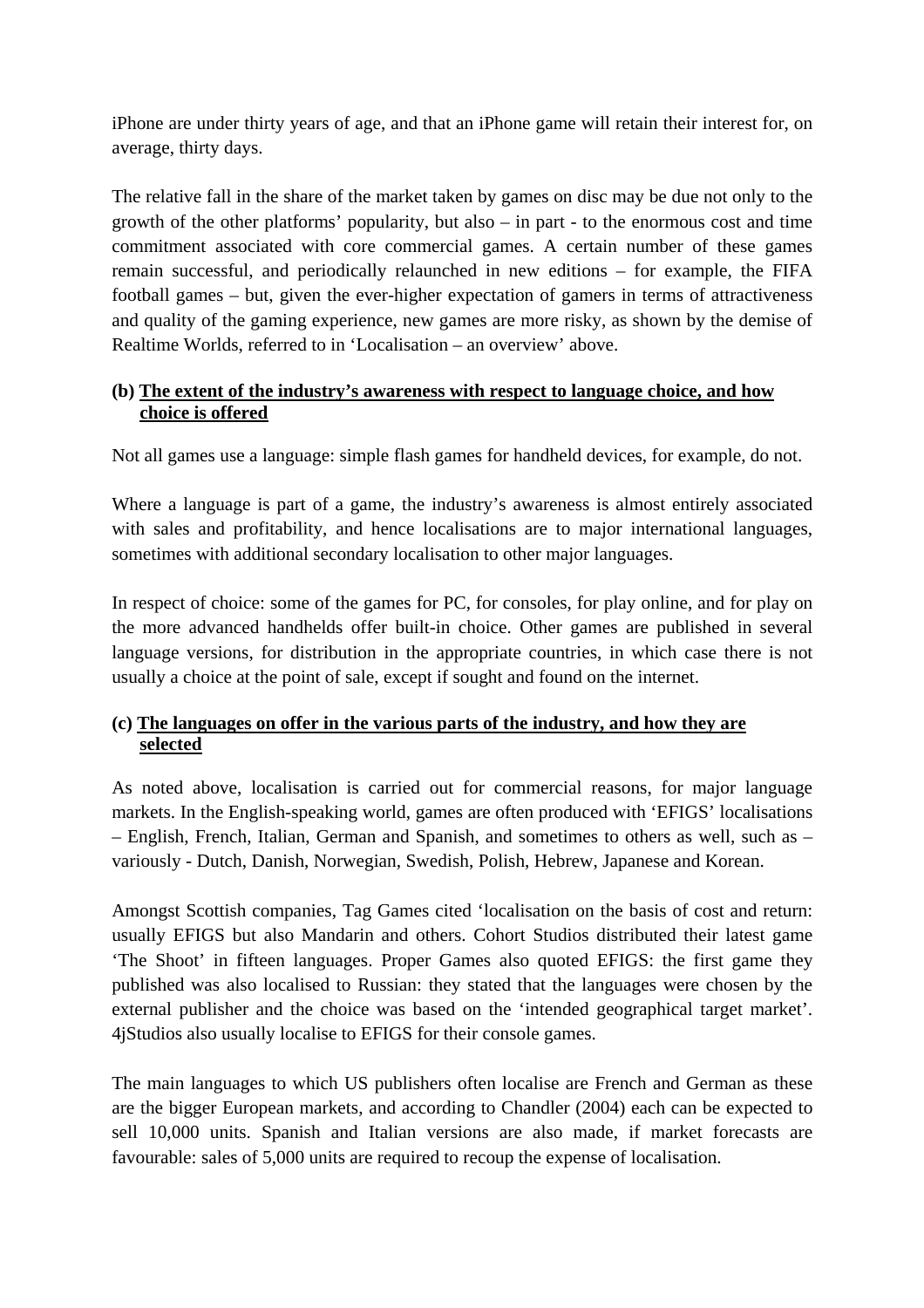iPhone are under thirty years of age, and that an iPhone game will retain their interest for, on average, thirty days.

The relative fall in the share of the market taken by games on disc may be due not only to the growth of the other platforms' popularity, but also – in part - to the enormous cost and time commitment associated with core commercial games. A certain number of these games remain successful, and periodically relaunched in new editions – for example, the FIFA football games – but, given the ever-higher expectation of gamers in terms of attractiveness and quality of the gaming experience, new games are more risky, as shown by the demise of Realtime Worlds, referred to in 'Localisation – an overview' above.

**(b) <u>The extent of the industry's awareness with respect to language choice, and how choice is offered</u>**

Not all games use a language: simple flash games for handheld devices, for example, do not.

Where a language is part of a game, the industry's awareness is almost entirely associated with sales and profitability, and hence localisations are to major international languages, sometimes with additional secondary localisation to other major languages.

In respect of choice: some of the games for PC, for consoles, for play online, and for play on the more advanced handhelds offer built-in choice. Other games are published in several language versions, for distribution in the appropriate countries, in which case there is not usually a choice at the point of sale, except if sought and found on the internet.

**(c) <u>The languages on offer in the various parts of the industry, and how they are selected</u>**

As noted above, localisation is carried out for commercial reasons, for major language markets. In the English-speaking world, games are often produced with 'EFIGS' localisations – English, French, Italian, German and Spanish, and sometimes to others as well, such as – variously - Dutch, Danish, Norwegian, Swedish, Polish, Hebrew, Japanese and Korean.

Amongst Scottish companies, Tag Games cited 'localisation on the basis of cost and return: usually EFIGS but also Mandarin and others. Cohort Studios distributed their latest game 'The Shoot' in fifteen languages. Proper Games also quoted EFIGS: the first game they published was also localised to Russian: they stated that the languages were chosen by the external publisher and the choice was based on the 'intended geographical target market'. 4jStudios also usually localise to EFIGS for their console games.

The main languages to which US publishers often localise are French and German as these are the bigger European markets, and according to Chandler (2004) each can be expected to sell 10,000 units. Spanish and Italian versions are also made, if market forecasts are favourable: sales of 5,000 units are required to recoup the expense of localisation.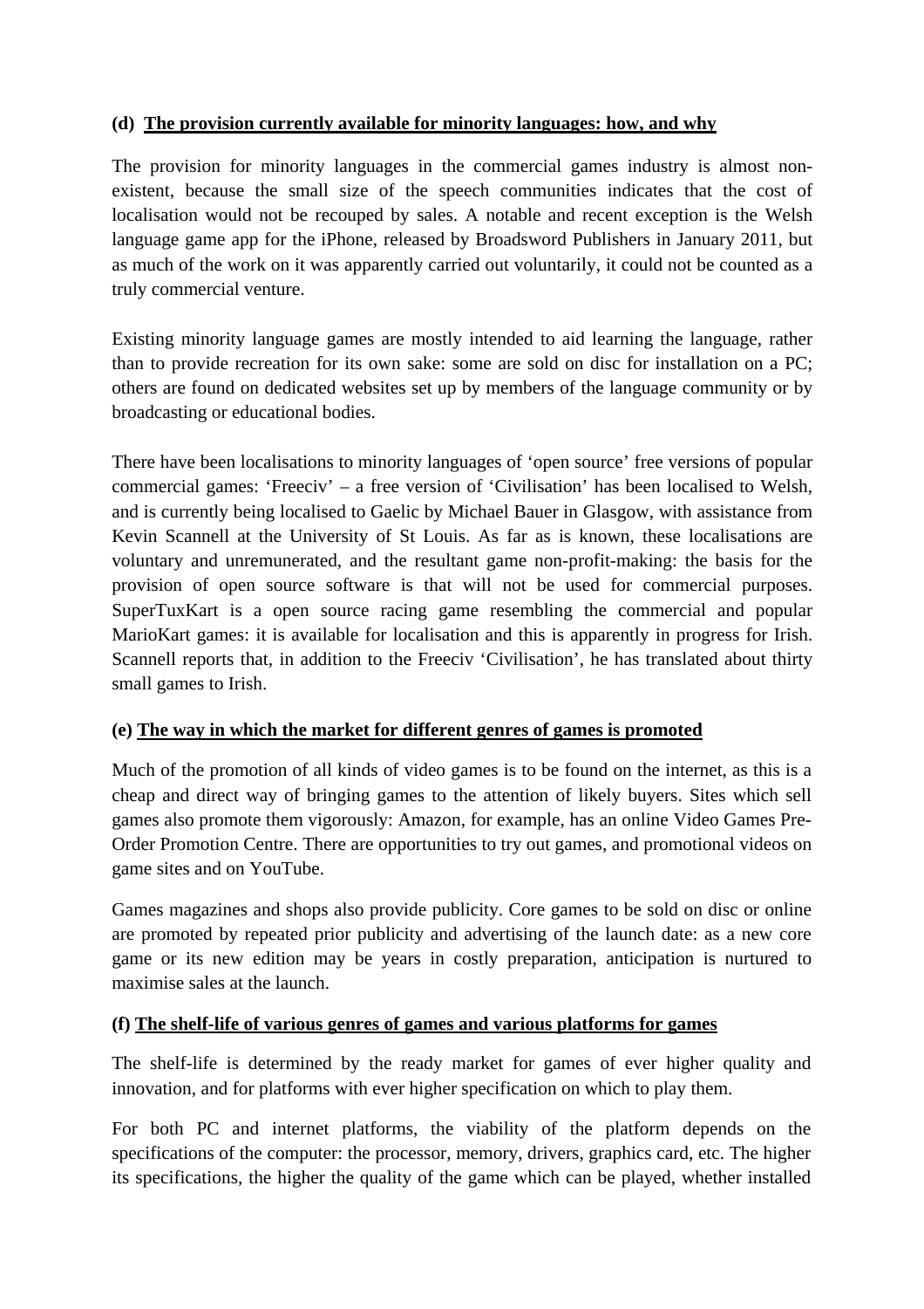### (d) The provision currently available for minority languages: how, and why

The provision for minority languages in the commercial games industry is almost non-existent, because the small size of the speech communities indicates that the cost of localisation would not be recouped by sales. A notable and recent exception is the Welsh language game app for the iPhone, released by Broadsword Publishers in January 2011, but as much of the work on it was apparently carried out voluntarily, it could not be counted as a truly commercial venture.

Existing minority language games are mostly intended to aid learning the language, rather than to provide recreation for its own sake: some are sold on disc for installation on a PC; others are found on dedicated websites set up by members of the language community or by broadcasting or educational bodies.

There have been localisations to minority languages of 'open source' free versions of popular commercial games: 'Freeciv' – a free version of 'Civilisation' has been localised to Welsh, and is currently being localised to Gaelic by Michael Bauer in Glasgow, with assistance from Kevin Scannell at the University of St Louis. As far as is known, these localisations are voluntary and unremunerated, and the resultant game non-profit-making: the basis for the provision of open source software is that will not be used for commercial purposes. SuperTuxKart is a open source racing game resembling the commercial and popular MarioKart games: it is available for localisation and this is apparently in progress for Irish. Scannell reports that, in addition to the Freeciv 'Civilisation', he has translated about thirty small games to Irish.

### (e) The way in which the market for different genres of games is promoted

Much of the promotion of all kinds of video games is to be found on the internet, as this is a cheap and direct way of bringing games to the attention of likely buyers. Sites which sell games also promote them vigorously: Amazon, for example, has an online Video Games Pre-Order Promotion Centre. There are opportunities to try out games, and promotional videos on game sites and on YouTube.

Games magazines and shops also provide publicity. Core games to be sold on disc or online are promoted by repeated prior publicity and advertising of the launch date: as a new core game or its new edition may be years in costly preparation, anticipation is nurtured to maximise sales at the launch.

### (f) The shelf-life of various genres of games and various platforms for games

The shelf-life is determined by the ready market for games of ever higher quality and innovation, and for platforms with ever higher specification on which to play them.

For both PC and internet platforms, the viability of the platform depends on the specifications of the computer: the processor, memory, drivers, graphics card, etc. The higher its specifications, the higher the quality of the game which can be played, whether installed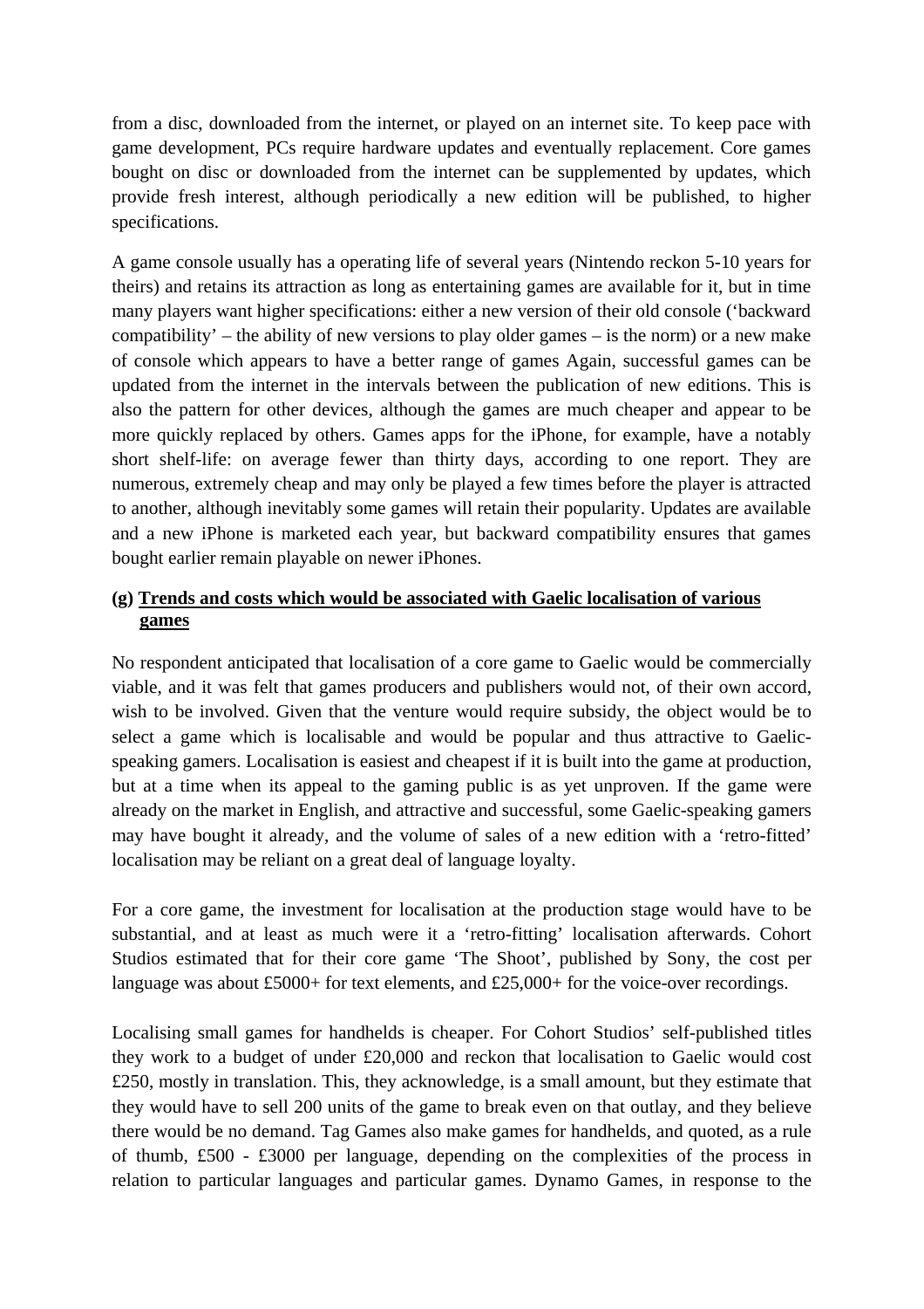from a disc, downloaded from the internet, or played on an internet site. To keep pace with game development, PCs require hardware updates and eventually replacement. Core games bought on disc or downloaded from the internet can be supplemented by updates, which provide fresh interest, although periodically a new edition will be published, to higher specifications.

A game console usually has a operating life of several years (Nintendo reckon 5-10 years for theirs) and retains its attraction as long as entertaining games are available for it, but in time many players want higher specifications: either a new version of their old console ('backward compatibility' – the ability of new versions to play older games – is the norm) or a new make of console which appears to have a better range of games Again, successful games can be updated from the internet in the intervals between the publication of new editions. This is also the pattern for other devices, although the games are much cheaper and appear to be more quickly replaced by others. Games apps for the iPhone, for example, have a notably short shelf-life: on average fewer than thirty days, according to one report. They are numerous, extremely cheap and may only be played a few times before the player is attracted to another, although inevitably some games will retain their popularity. Updates are available and a new iPhone is marketed each year, but backward compatibility ensures that games bought earlier remain playable on newer iPhones.

### (g) Trends and costs which would be associated with Gaelic localisation of various games

No respondent anticipated that localisation of a core game to Gaelic would be commercially viable, and it was felt that games producers and publishers would not, of their own accord, wish to be involved. Given that the venture would require subsidy, the object would be to select a game which is localisable and would be popular and thus attractive to Gaelic-speaking gamers. Localisation is easiest and cheapest if it is built into the game at production, but at a time when its appeal to the gaming public is as yet unproven. If the game were already on the market in English, and attractive and successful, some Gaelic-speaking gamers may have bought it already, and the volume of sales of a new edition with a 'retro-fitted' localisation may be reliant on a great deal of language loyalty.

For a core game, the investment for localisation at the production stage would have to be substantial, and at least as much were it a 'retro-fitting' localisation afterwards. Cohort Studios estimated that for their core game 'The Shoot', published by Sony, the cost per language was about £5000+ for text elements, and £25,000+ for the voice-over recordings.

Localising small games for handhelds is cheaper. For Cohort Studios' self-published titles they work to a budget of under £20,000 and reckon that localisation to Gaelic would cost £250, mostly in translation. This, they acknowledge, is a small amount, but they estimate that they would have to sell 200 units of the game to break even on that outlay, and they believe there would be no demand. Tag Games also make games for handhelds, and quoted, as a rule of thumb, £500 - £3000 per language, depending on the complexities of the process in relation to particular languages and particular games. Dynamo Games, in response to the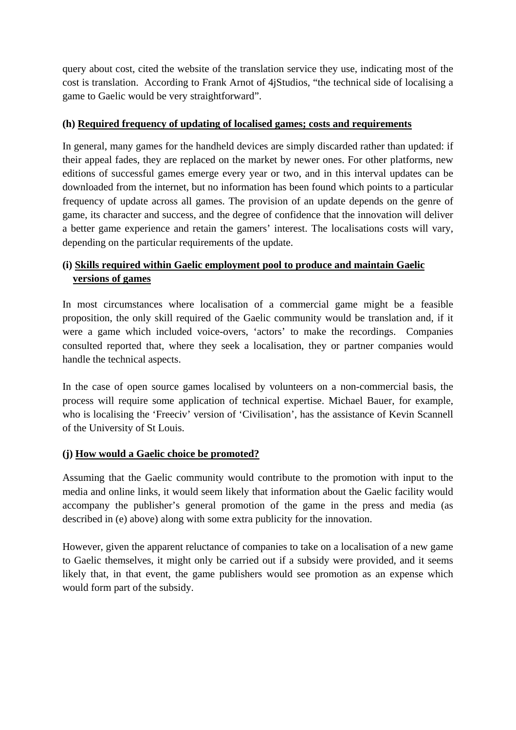query about cost, cited the website of the translation service they use, indicating most of the cost is translation. According to Frank Arnot of 4jStudios, "the technical side of localising a game to Gaelic would be very straightforward".

**(h) <u>Required frequency of updating of localised games; costs and requirements</u>**

In general, many games for the handheld devices are simply discarded rather than updated: if their appeal fades, they are replaced on the market by newer ones. For other platforms, new editions of successful games emerge every year or two, and in this interval updates can be downloaded from the internet, but no information has been found which points to a particular frequency of update across all games. The provision of an update depends on the genre of game, its character and success, and the degree of confidence that the innovation will deliver a better game experience and retain the gamers' interest. The localisations costs will vary, depending on the particular requirements of the update.

**(i) <u>Skills required within Gaelic employment pool to produce and maintain Gaelic versions of games</u>**

In most circumstances where localisation of a commercial game might be a feasible proposition, the only skill required of the Gaelic community would be translation and, if it were a game which included voice-overs, 'actors' to make the recordings. Companies consulted reported that, where they seek a localisation, they or partner companies would handle the technical aspects.

In the case of open source games localised by volunteers on a non-commercial basis, the process will require some application of technical expertise. Michael Bauer, for example, who is localising the 'Freeciv' version of 'Civilisation', has the assistance of Kevin Scannell of the University of St Louis.

**(j) <u>How would a Gaelic choice be promoted?</u>**

Assuming that the Gaelic community would contribute to the promotion with input to the media and online links, it would seem likely that information about the Gaelic facility would accompany the publisher's general promotion of the game in the press and media (as described in (e) above) along with some extra publicity for the innovation.

However, given the apparent reluctance of companies to take on a localisation of a new game to Gaelic themselves, it might only be carried out if a subsidy were provided, and it seems likely that, in that event, the game publishers would see promotion as an expense which would form part of the subsidy.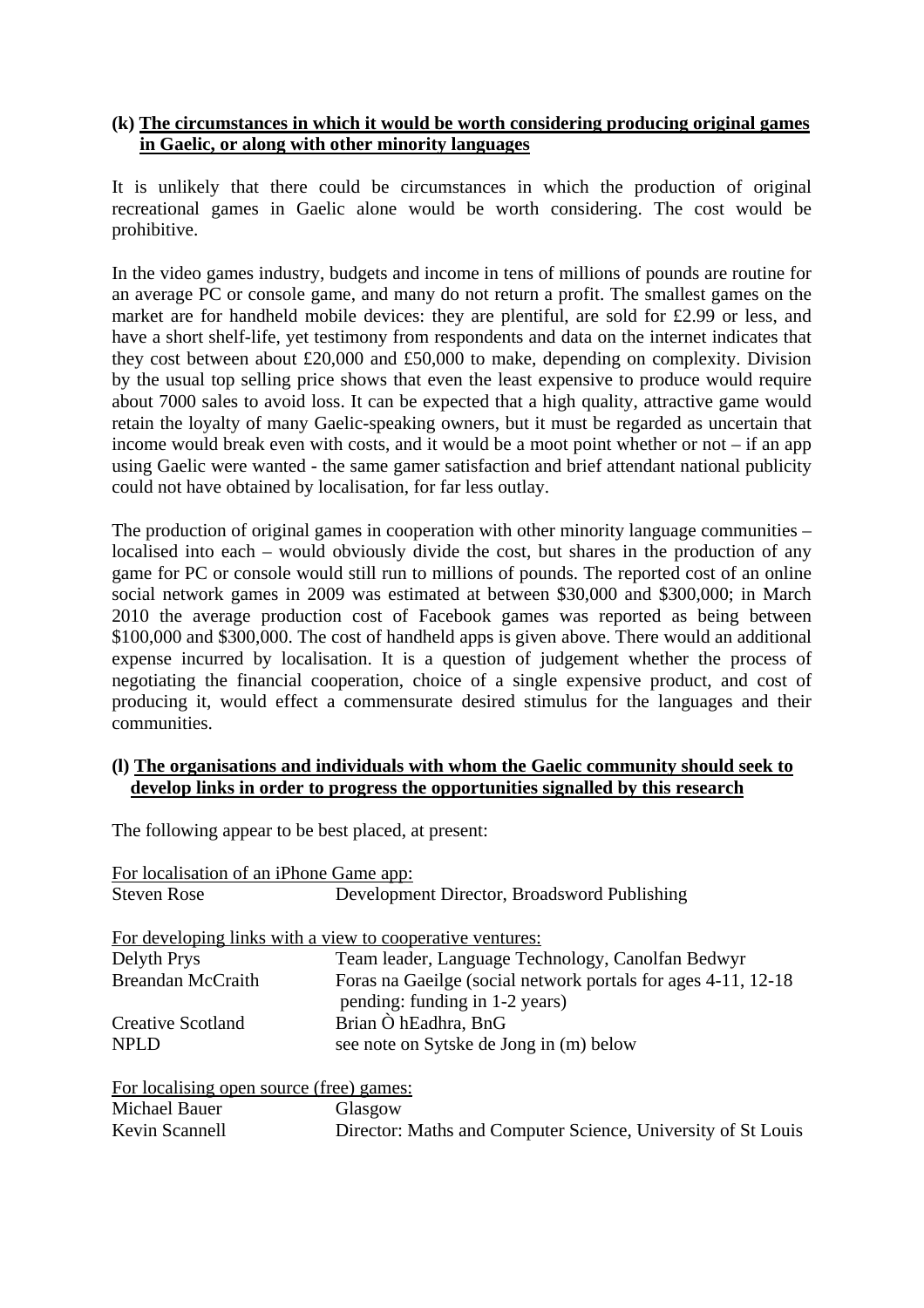**(k) <u>The circumstances in which it would be worth considering producing original games in Gaelic, or along with other minority languages</u>**

It is unlikely that there could be circumstances in which the production of original recreational games in Gaelic alone would be worth considering. The cost would be prohibitive.

In the video games industry, budgets and income in tens of millions of pounds are routine for an average PC or console game, and many do not return a profit. The smallest games on the market are for handheld mobile devices: they are plentiful, are sold for £2.99 or less, and have a short shelf-life, yet testimony from respondents and data on the internet indicates that they cost between about £20,000 and £50,000 to make, depending on complexity. Division by the usual top selling price shows that even the least expensive to produce would require about 7000 sales to avoid loss. It can be expected that a high quality, attractive game would retain the loyalty of many Gaelic-speaking owners, but it must be regarded as uncertain that income would break even with costs, and it would be a moot point whether or not – if an app using Gaelic were wanted - the same gamer satisfaction and brief attendant national publicity could not have obtained by localisation, for far less outlay.

The production of original games in cooperation with other minority language communities – localised into each – would obviously divide the cost, but shares in the production of any game for PC or console would still run to millions of pounds. The reported cost of an online social network games in 2009 was estimated at between $30,000 and $300,000; in March 2010 the average production cost of Facebook games was reported as being between $100,000 and $300,000. The cost of handheld apps is given above. There would an additional expense incurred by localisation. It is a question of judgement whether the process of negotiating the financial cooperation, choice of a single expensive product, and cost of producing it, would effect a commensurate desired stimulus for the languages and their communities.

**(l) <u>The organisations and individuals with whom the Gaelic community should seek to develop links in order to progress the opportunities signalled by this research</u>**

The following appear to be best placed, at present:

<u>For localisation of an iPhone Game app:</u>

| | |
|---|---|
| Steven Rose | Development Director, Broadsword Publishing |

<u>For developing links with a view to cooperative ventures:</u>

| | |
|---|---|
| Delyth Prys | Team leader, Language Technology, Canolfan Bedwyr |
| Breandan McCraith | Foras na Gaeilge (social network portals for ages 4-11, 12-18 pending: funding in 1-2 years) |
| Creative Scotland | Brian Ò hEadhra, BnG |
| NPLD | see note on Sytske de Jong in (m) below |

<u>For localising open source (free) games:</u>

| | |
|---|---|
| Michael Bauer | Glasgow |
| Kevin Scannell | Director: Maths and Computer Science, University of St Louis |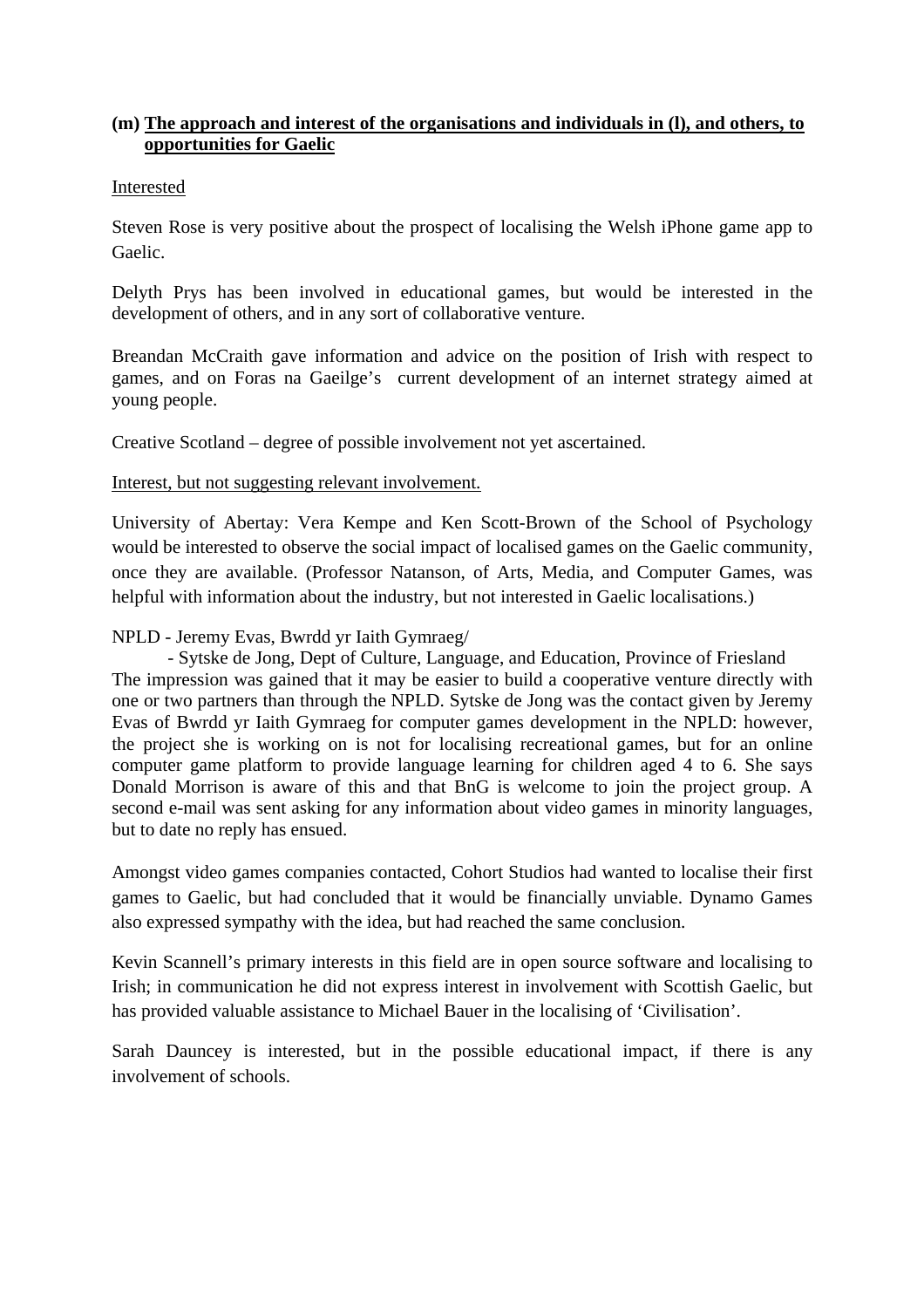## (m) The approach and interest of the organisations and individuals in (l), and others, to opportunities for Gaelic

Interested

Steven Rose is very positive about the prospect of localising the Welsh iPhone game app to Gaelic.

Delyth Prys has been involved in educational games, but would be interested in the development of others, and in any sort of collaborative venture.

Breandan McCraith gave information and advice on the position of Irish with respect to games, and on Foras na Gaeilge's current development of an internet strategy aimed at young people.

Creative Scotland – degree of possible involvement not yet ascertained.

Interest, but not suggesting relevant involvement.

University of Abertay: Vera Kempe and Ken Scott-Brown of the School of Psychology would be interested to observe the social impact of localised games on the Gaelic community, once they are available. (Professor Natanson, of Arts, Media, and Computer Games, was helpful with information about the industry, but not interested in Gaelic localisations.)

NPLD - Jeremy Evas, Bwrdd yr Iaith Gymraeg/
- Sytske de Jong, Dept of Culture, Language, and Education, Province of Friesland

The impression was gained that it may be easier to build a cooperative venture directly with one or two partners than through the NPLD. Sytske de Jong was the contact given by Jeremy Evas of Bwrdd yr Iaith Gymraeg for computer games development in the NPLD: however, the project she is working on is not for localising recreational games, but for an online computer game platform to provide language learning for children aged 4 to 6. She says Donald Morrison is aware of this and that BnG is welcome to join the project group. A second e-mail was sent asking for any information about video games in minority languages, but to date no reply has ensued.

Amongst video games companies contacted, Cohort Studios had wanted to localise their first games to Gaelic, but had concluded that it would be financially unviable. Dynamo Games also expressed sympathy with the idea, but had reached the same conclusion.

Kevin Scannell's primary interests in this field are in open source software and localising to Irish; in communication he did not express interest in involvement with Scottish Gaelic, but has provided valuable assistance to Michael Bauer in the localising of 'Civilisation'.

Sarah Dauncey is interested, but in the possible educational impact, if there is any involvement of schools.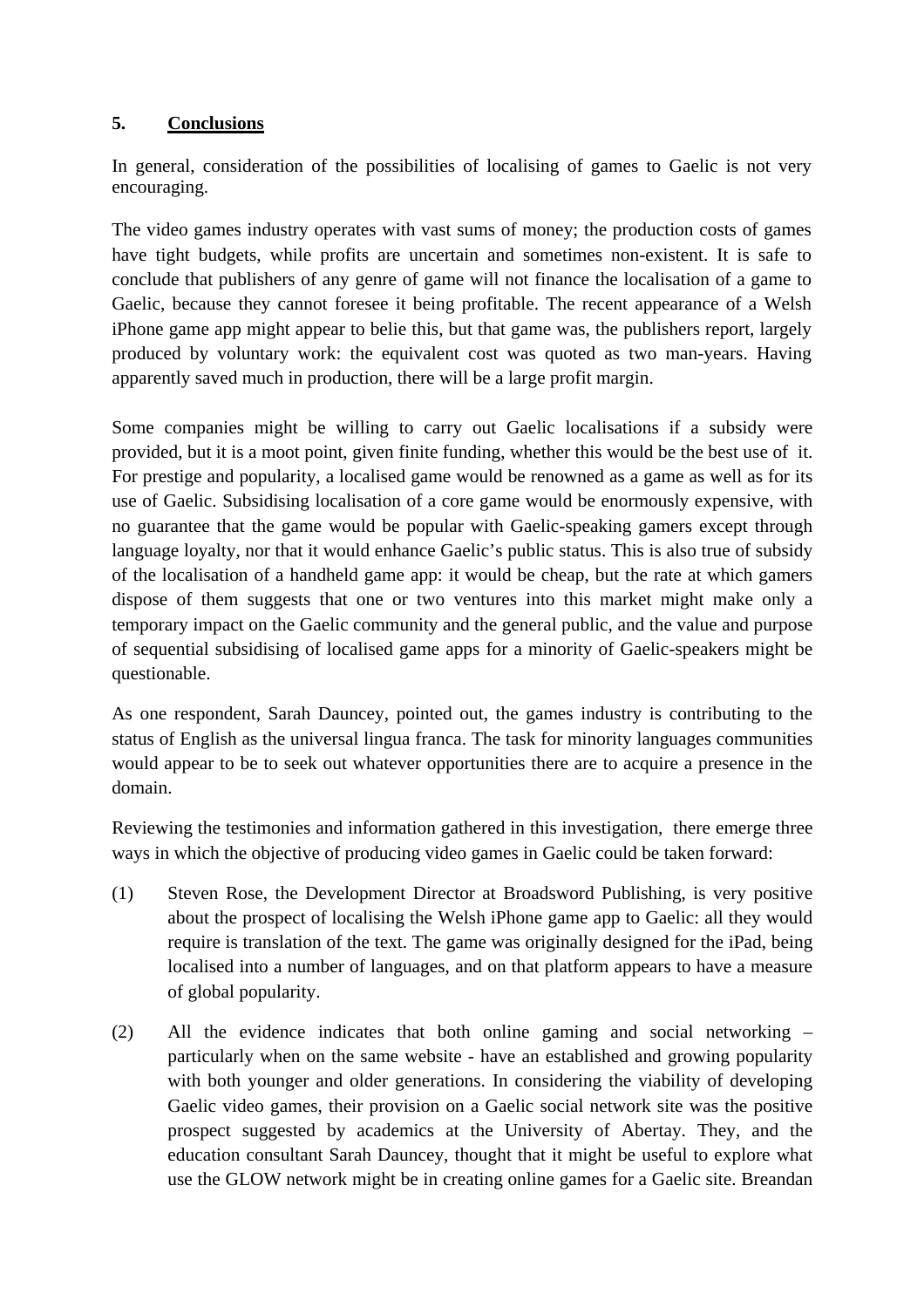## 5. Conclusions

In general, consideration of the possibilities of localising of games to Gaelic is not very encouraging.

The video games industry operates with vast sums of money; the production costs of games have tight budgets, while profits are uncertain and sometimes non-existent. It is safe to conclude that publishers of any genre of game will not finance the localisation of a game to Gaelic, because they cannot foresee it being profitable. The recent appearance of a Welsh iPhone game app might appear to belie this, but that game was, the publishers report, largely produced by voluntary work: the equivalent cost was quoted as two man-years. Having apparently saved much in production, there will be a large profit margin.

Some companies might be willing to carry out Gaelic localisations if a subsidy were provided, but it is a moot point, given finite funding, whether this would be the best use of it. For prestige and popularity, a localised game would be renowned as a game as well as for its use of Gaelic. Subsidising localisation of a core game would be enormously expensive, with no guarantee that the game would be popular with Gaelic-speaking gamers except through language loyalty, nor that it would enhance Gaelic's public status. This is also true of subsidy of the localisation of a handheld game app: it would be cheap, but the rate at which gamers dispose of them suggests that one or two ventures into this market might make only a temporary impact on the Gaelic community and the general public, and the value and purpose of sequential subsidising of localised game apps for a minority of Gaelic-speakers might be questionable.

As one respondent, Sarah Dauncey, pointed out, the games industry is contributing to the status of English as the universal lingua franca. The task for minority languages communities would appear to be to seek out whatever opportunities there are to acquire a presence in the domain.

Reviewing the testimonies and information gathered in this investigation, there emerge three ways in which the objective of producing video games in Gaelic could be taken forward:

(1) Steven Rose, the Development Director at Broadsword Publishing, is very positive about the prospect of localising the Welsh iPhone game app to Gaelic: all they would require is translation of the text. The game was originally designed for the iPad, being localised into a number of languages, and on that platform appears to have a measure of global popularity.

(2) All the evidence indicates that both online gaming and social networking – particularly when on the same website - have an established and growing popularity with both younger and older generations. In considering the viability of developing Gaelic video games, their provision on a Gaelic social network site was the positive prospect suggested by academics at the University of Abertay. They, and the education consultant Sarah Dauncey, thought that it might be useful to explore what use the GLOW network might be in creating online games for a Gaelic site. Breandan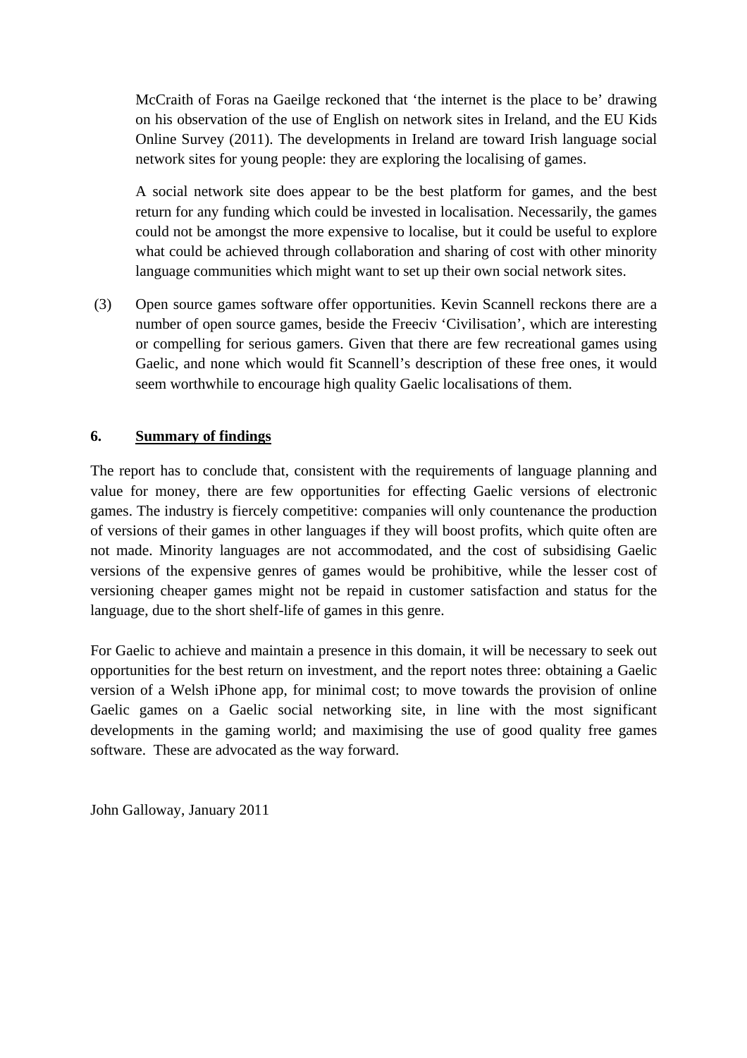McCraith of Foras na Gaeilge reckoned that 'the internet is the place to be' drawing on his observation of the use of English on network sites in Ireland, and the EU Kids Online Survey (2011). The developments in Ireland are toward Irish language social network sites for young people: they are exploring the localising of games.

A social network site does appear to be the best platform for games, and the best return for any funding which could be invested in localisation. Necessarily, the games could not be amongst the more expensive to localise, but it could be useful to explore what could be achieved through collaboration and sharing of cost with other minority language communities which might want to set up their own social network sites.

(3) Open source games software offer opportunities. Kevin Scannell reckons there are a number of open source games, beside the Freeciv 'Civilisation', which are interesting or compelling for serious gamers. Given that there are few recreational games using Gaelic, and none which would fit Scannell's description of these free ones, it would seem worthwhile to encourage high quality Gaelic localisations of them.

## 6. Summary of findings

The report has to conclude that, consistent with the requirements of language planning and value for money, there are few opportunities for effecting Gaelic versions of electronic games. The industry is fiercely competitive: companies will only countenance the production of versions of their games in other languages if they will boost profits, which quite often are not made. Minority languages are not accommodated, and the cost of subsidising Gaelic versions of the expensive genres of games would be prohibitive, while the lesser cost of versioning cheaper games might not be repaid in customer satisfaction and status for the language, due to the short shelf-life of games in this genre.

For Gaelic to achieve and maintain a presence in this domain, it will be necessary to seek out opportunities for the best return on investment, and the report notes three: obtaining a Gaelic version of a Welsh iPhone app, for minimal cost; to move towards the provision of online Gaelic games on a Gaelic social networking site, in line with the most significant developments in the gaming world; and maximising the use of good quality free games software. These are advocated as the way forward.

John Galloway, January 2011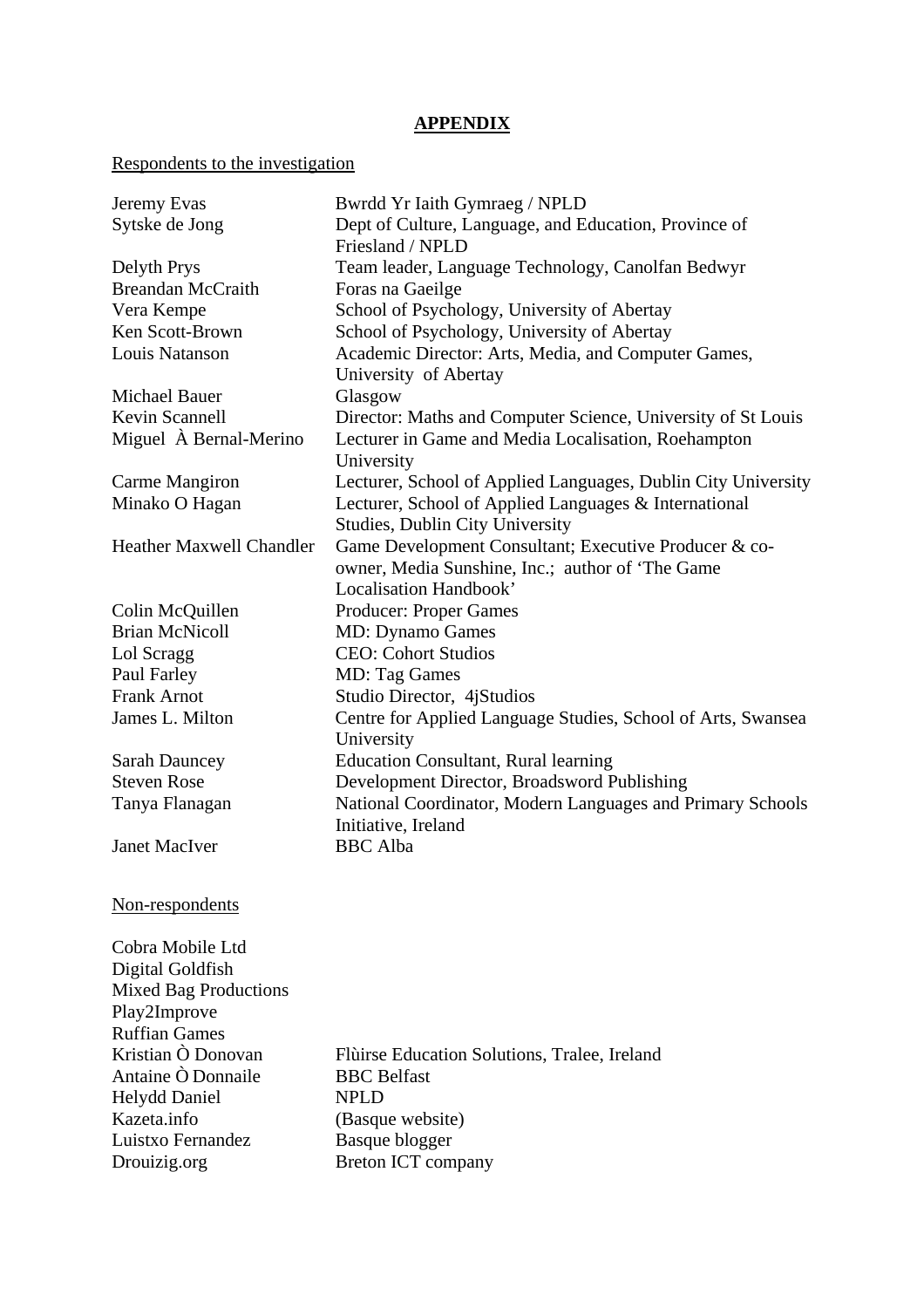# APPENDIX

Respondents to the investigation

| | |
|---|---|
| Jeremy Evas | Bwrdd Yr Iaith Gymraeg / NPLD |
| Sytske de Jong | Dept of Culture, Language, and Education, Province of Friesland / NPLD |
| Delyth Prys | Team leader, Language Technology, Canolfan Bedwyr |
| Breandan McCraith | Foras na Gaeilge |
| Vera Kempe | School of Psychology, University of Abertay |
| Ken Scott-Brown | School of Psychology, University of Abertay |
| Louis Natanson | Academic Director: Arts, Media, and Computer Games, University of Abertay |
| Michael Bauer | Glasgow |
| Kevin Scannell | Director: Maths and Computer Science, University of St Louis |
| Miguel À Bernal-Merino | Lecturer in Game and Media Localisation, Roehampton University |
| Carme Mangiron | Lecturer, School of Applied Languages, Dublin City University |
| Minako O Hagan | Lecturer, School of Applied Languages & International Studies, Dublin City University |
| Heather Maxwell Chandler | Game Development Consultant; Executive Producer & co-owner, Media Sunshine, Inc.; author of 'The Game Localisation Handbook' |
| Colin McQuillen | Producer: Proper Games |
| Brian McNicoll | MD: Dynamo Games |
| Lol Scragg | CEO: Cohort Studios |
| Paul Farley | MD: Tag Games |
| Frank Arnot | Studio Director, 4jStudios |
| James L. Milton | Centre for Applied Language Studies, School of Arts, Swansea University |
| Sarah Dauncey | Education Consultant, Rural learning |
| Steven Rose | Development Director, Broadsword Publishing |
| Tanya Flanagan | National Coordinator, Modern Languages and Primary Schools Initiative, Ireland |
| Janet MacIver | BBC Alba |

Non-respondents

| | |
|---|---|
| Cobra Mobile Ltd | |
| Digital Goldfish | |
| Mixed Bag Productions | |
| Play2Improve | |
| Ruffian Games | |
| Kristian Ò Donovan | Flùirse Education Solutions, Tralee, Ireland |
| Antaine Ò Donnaile | BBC Belfast |
| Helydd Daniel | NPLD |
| Kazeta.info | (Basque website) |
| Luistxo Fernandez | Basque blogger |
| Drouizig.org | Breton ICT company |